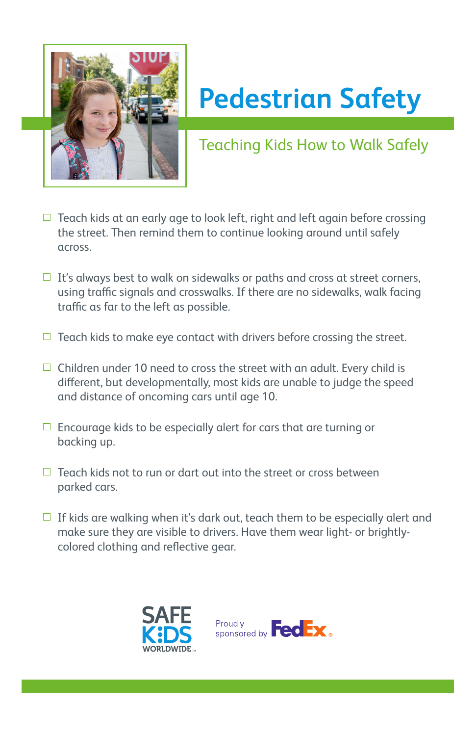# Pedestrian Safety

## Teaching Kids How to Walk Safely

- ☐ Teach kids at an early age to look left, right and left again before crossing the street. Then remind them to continue looking around until safely across.
- ☐ It's always best to walk on sidewalks or paths and cross at street corners, using traffic signals and crosswalks. If there are no sidewalks, walk facing traffic as far to the left as possible.
- ☐ Teach kids to make eye contact with drivers before crossing the street.
- ☐ Children under 10 need to cross the street with an adult. Every child is different, but developmentally, most kids are unable to judge the speed and distance of oncoming cars until age 10.
- ☐ Encourage kids to be especially alert for cars that are turning or backing up.
- ☐ Teach kids not to run or dart out into the street or cross between parked cars.
- ☐ If kids are walking when it's dark out, teach them to be especially alert and make sure they are visible to drivers. Have them wear light- or brightly-colored clothing and reflective gear.

SAFE KIDS WORLDWIDE

Proudly sponsored by FedEx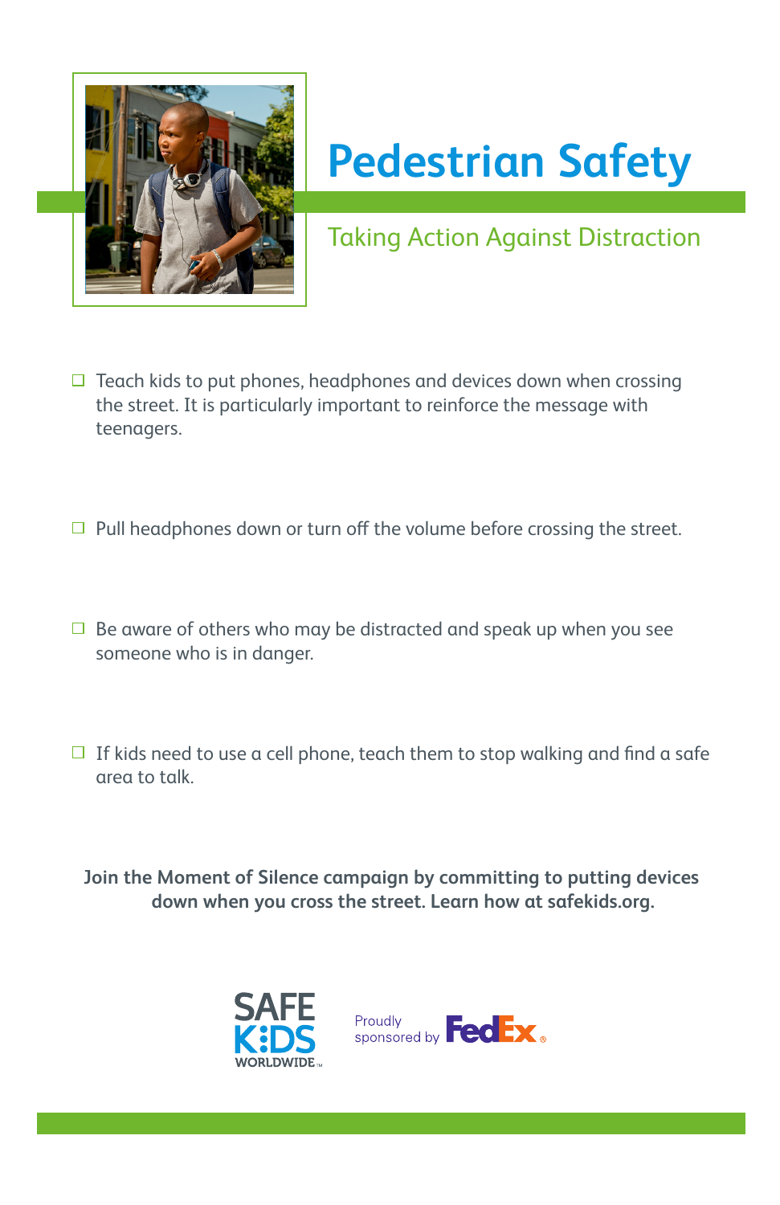# Pedestrian Safety

## Taking Action Against Distraction

- ☐ Teach kids to put phones, headphones and devices down when crossing the street. It is particularly important to reinforce the message with teenagers.
- ☐ Pull headphones down or turn off the volume before crossing the street.
- ☐ Be aware of others who may be distracted and speak up when you see someone who is in danger.
- ☐ If kids need to use a cell phone, teach them to stop walking and find a safe area to talk.

**Join the Moment of Silence campaign by committing to putting devices down when you cross the street. Learn how at safekids.org.**

SAFE KIDS WORLDWIDE

Proudly sponsored by FedEx